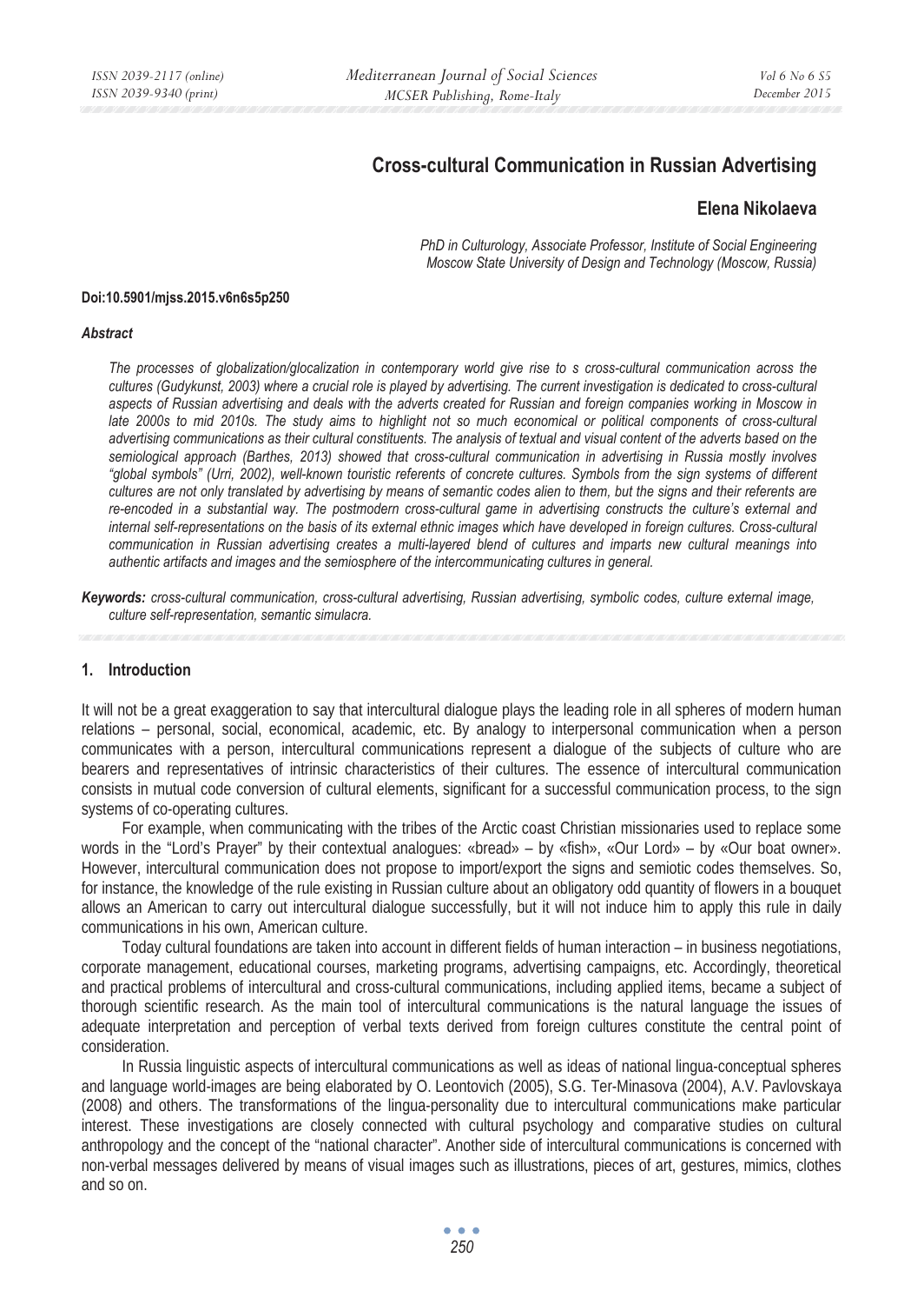# Cross-cultural Communication in Russian Advertising

## Elena Nikolaeva

*PhD in Culturology, Associate Professor, Institute of Social Engineering*
*Moscow State University of Design and Technology (Moscow, Russia)*

**Doi:10.5901/mjss.2015.v6n6s5p250**

***Abstract***

*The processes of globalization/glocalization in contemporary world give rise to s cross-cultural communication across the cultures (Gudykunst, 2003) where a crucial role is played by advertising. The current investigation is dedicated to cross-cultural aspects of Russian advertising and deals with the adverts created for Russian and foreign companies working in Moscow in late 2000s to mid 2010s. The study aims to highlight not so much economical or political components of cross-cultural advertising communications as their cultural constituents. The analysis of textual and visual content of the adverts based on the semiological approach (Barthes, 2013) showed that cross-cultural communication in advertising in Russia mostly involves "global symbols" (Urri, 2002), well-known touristic referents of concrete cultures. Symbols from the sign systems of different cultures are not only translated by advertising by means of semantic codes alien to them, but the signs and their referents are re-encoded in a substantial way. The postmodern cross-cultural game in advertising constructs the culture's external and internal self-representations on the basis of its external ethnic images which have developed in foreign cultures. Cross-cultural communication in Russian advertising creates a multi-layered blend of cultures and imparts new cultural meanings into authentic artifacts and images and the semiosphere of the intercommunicating cultures in general.*

***Keywords:*** *cross-cultural communication, cross-cultural advertising, Russian advertising, symbolic codes, culture external image, culture self-representation, semantic simulacra.*

## 1. Introduction

It will not be a great exaggeration to say that intercultural dialogue plays the leading role in all spheres of modern human relations – personal, social, economical, academic, etc. By analogy to interpersonal communication when a person communicates with a person, intercultural communications represent a dialogue of the subjects of culture who are bearers and representatives of intrinsic characteristics of their cultures. The essence of intercultural communication consists in mutual code conversion of cultural elements, significant for a successful communication process, to the sign systems of co-operating cultures.

For example, when communicating with the tribes of the Arctic coast Christian missionaries used to replace some words in the "Lord's Prayer" by their contextual analogues: «bread» – by «fish», «Our Lord» – by «Our boat owner». However, intercultural communication does not propose to import/export the signs and semiotic codes themselves. So, for instance, the knowledge of the rule existing in Russian culture about an obligatory odd quantity of flowers in a bouquet allows an American to carry out intercultural dialogue successfully, but it will not induce him to apply this rule in daily communications in his own, American culture.

Today cultural foundations are taken into account in different fields of human interaction – in business negotiations, corporate management, educational courses, marketing programs, advertising campaigns, etc. Accordingly, theoretical and practical problems of intercultural and cross-cultural communications, including applied items, became a subject of thorough scientific research. As the main tool of intercultural communications is the natural language the issues of adequate interpretation and perception of verbal texts derived from foreign cultures constitute the central point of consideration.

In Russia linguistic aspects of intercultural communications as well as ideas of national lingua-conceptual spheres and language world-images are being elaborated by O. Leontovich (2005), S.G. Ter-Minasova (2004), A.V. Pavlovskaya (2008) and others. The transformations of the lingua-personality due to intercultural communications make particular interest. These investigations are closely connected with cultural psychology and comparative studies on cultural anthropology and the concept of the "national character". Another side of intercultural communications is concerned with non-verbal messages delivered by means of visual images such as illustrations, pieces of art, gestures, mimics, clothes and so on.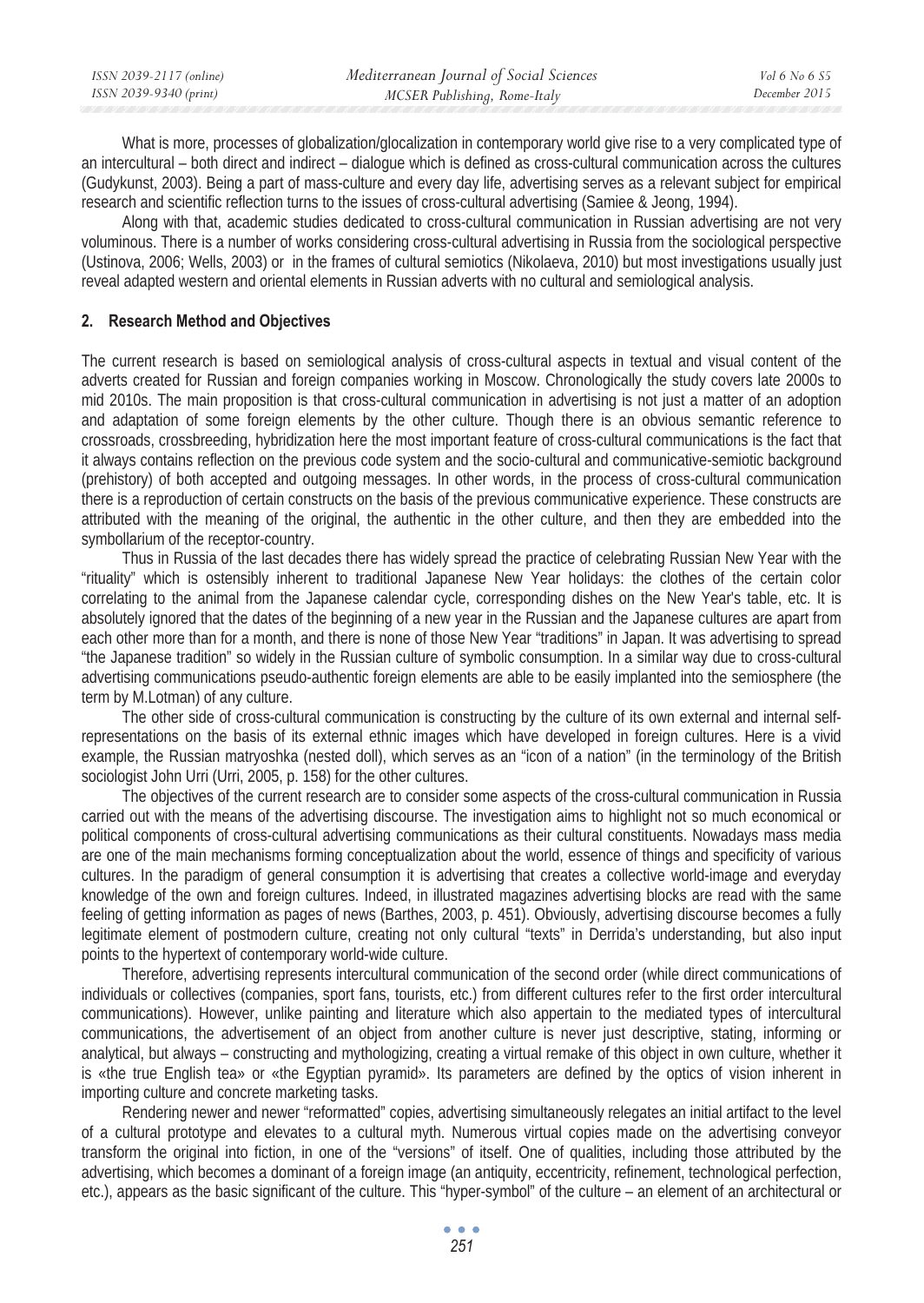What is more, processes of globalization/glocalization in contemporary world give rise to a very complicated type of an intercultural – both direct and indirect – dialogue which is defined as cross-cultural communication across the cultures (Gudykunst, 2003). Being a part of mass-culture and every day life, advertising serves as a relevant subject for empirical research and scientific reflection turns to the issues of cross-cultural advertising (Samiee & Jeong, 1994).

Along with that, academic studies dedicated to cross-cultural communication in Russian advertising are not very voluminous. There is a number of works considering cross-cultural advertising in Russia from the sociological perspective (Ustinova, 2006; Wells, 2003) or in the frames of cultural semiotics (Nikolaeva, 2010) but most investigations usually just reveal adapted western and oriental elements in Russian adverts with no cultural and semiological analysis.

## 2. Research Method and Objectives

The current research is based on semiological analysis of cross-cultural aspects in textual and visual content of the adverts created for Russian and foreign companies working in Moscow. Chronologically the study covers late 2000s to mid 2010s. The main proposition is that cross-cultural communication in advertising is not just a matter of an adoption and adaptation of some foreign elements by the other culture. Though there is an obvious semantic reference to crossroads, crossbreeding, hybridization here the most important feature of cross-cultural communications is the fact that it always contains reflection on the previous code system and the socio-cultural and communicative-semiotic background (prehistory) of both accepted and outgoing messages. In other words, in the process of cross-cultural communication there is a reproduction of certain constructs on the basis of the previous communicative experience. These constructs are attributed with the meaning of the original, the authentic in the other culture, and then they are embedded into the symbollarium of the receptor-country.

Thus in Russia of the last decades there has widely spread the practice of celebrating Russian New Year with the "rituality" which is ostensibly inherent to traditional Japanese New Year holidays: the clothes of the certain color correlating to the animal from the Japanese calendar cycle, corresponding dishes on the New Year's table, etc. It is absolutely ignored that the dates of the beginning of a new year in the Russian and the Japanese cultures are apart from each other more than for a month, and there is none of those New Year "traditions" in Japan. It was advertising to spread "the Japanese tradition" so widely in the Russian culture of symbolic consumption. In a similar way due to cross-cultural advertising communications pseudo-authentic foreign elements are able to be easily implanted into the semiosphere (the term by M.Lotman) of any culture.

The other side of cross-cultural communication is constructing by the culture of its own external and internal self-representations on the basis of its external ethnic images which have developed in foreign cultures. Here is a vivid example, the Russian matryoshka (nested doll), which serves as an "icon of a nation" (in the terminology of the British sociologist John Urri (Urri, 2005, p. 158) for the other cultures.

The objectives of the current research are to consider some aspects of the cross-cultural communication in Russia carried out with the means of the advertising discourse. The investigation aims to highlight not so much economical or political components of cross-cultural advertising communications as their cultural constituents. Nowadays mass media are one of the main mechanisms forming conceptualization about the world, essence of things and specificity of various cultures. In the paradigm of general consumption it is advertising that creates a collective world-image and everyday knowledge of the own and foreign cultures. Indeed, in illustrated magazines advertising blocks are read with the same feeling of getting information as pages of news (Barthes, 2003, p. 451). Obviously, advertising discourse becomes a fully legitimate element of postmodern culture, creating not only cultural "texts" in Derrida's understanding, but also input points to the hypertext of contemporary world-wide culture.

Therefore, advertising represents intercultural communication of the second order (while direct communications of individuals or collectives (companies, sport fans, tourists, etc.) from different cultures refer to the first order intercultural communications). However, unlike painting and literature which also appertain to the mediated types of intercultural communications, the advertisement of an object from another culture is never just descriptive, stating, informing or analytical, but always – constructing and mythologizing, creating a virtual remake of this object in own culture, whether it is «the true English tea» or «the Egyptian pyramid». Its parameters are defined by the optics of vision inherent in importing culture and concrete marketing tasks.

Rendering newer and newer "reformatted" copies, advertising simultaneously relegates an initial artifact to the level of a cultural prototype and elevates to a cultural myth. Numerous virtual copies made on the advertising conveyor transform the original into fiction, in one of the "versions" of itself. One of qualities, including those attributed by the advertising, which becomes a dominant of a foreign image (an antiquity, eccentricity, refinement, technological perfection, etc.), appears as the basic significant of the culture. This "hyper-symbol" of the culture – an element of an architectural or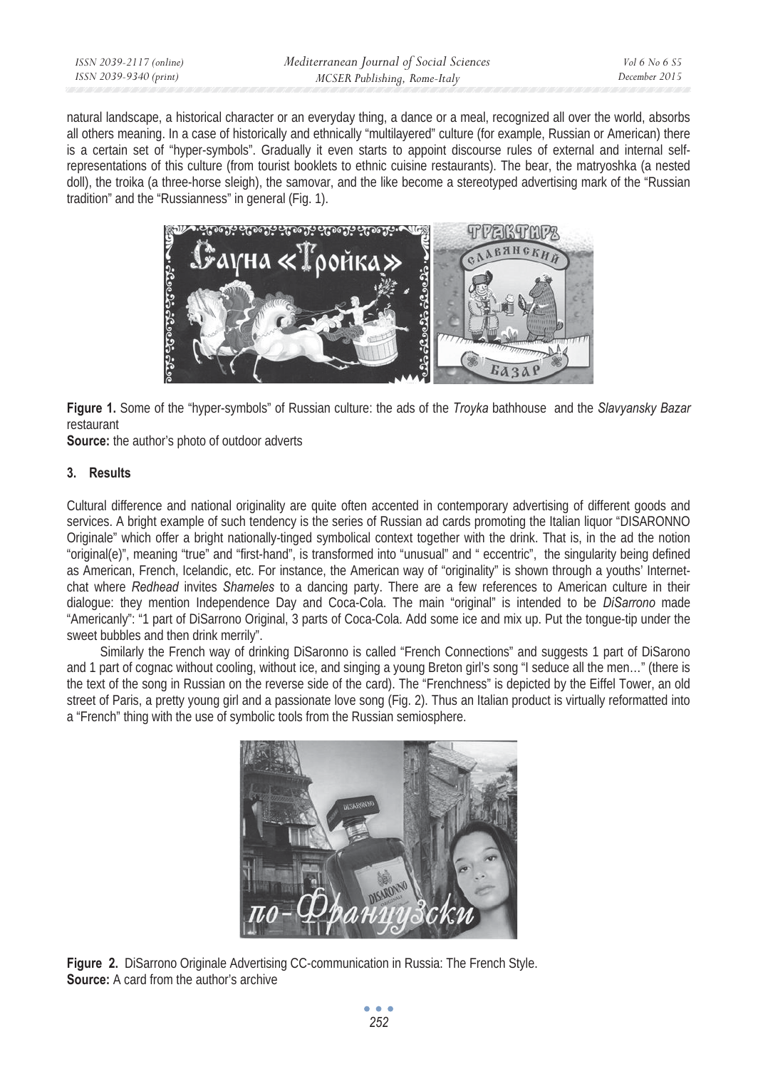natural landscape, a historical character or an everyday thing, a dance or a meal, recognized all over the world, absorbs all others meaning. In a case of historically and ethnically "multilayered" culture (for example, Russian or American) there is a certain set of "hyper-symbols". Gradually it even starts to appoint discourse rules of external and internal self-representations of this culture (from tourist booklets to ethnic cuisine restaurants). The bear, the matryoshka (a nested doll), the troika (a three-horse sleigh), the samovar, and the like become a stereotyped advertising mark of the "Russian tradition" and the "Russianness" in general (Fig. 1).

**Figure 1.** Some of the "hyper-symbols" of Russian culture: the ads of the *Troyka* bathhouse and the *Slavyansky Bazar* restaurant
**Source:** the author's photo of outdoor adverts

## 3. Results

Cultural difference and national originality are quite often accented in contemporary advertising of different goods and services. A bright example of such tendency is the series of Russian ad cards promoting the Italian liquor "DISARONNO Originale" which offer a bright nationally-tinged symbolical context together with the drink. That is, in the ad the notion "original(e)", meaning "true" and "first-hand", is transformed into "unusual" and " eccentric", the singularity being defined as American, French, Icelandic, etc. For instance, the American way of "originality" is shown through a youths' Internet-chat where *Redhead* invites *Shameles* to a dancing party. There are a few references to American culture in their dialogue: they mention Independence Day and Coca-Cola. The main "original" is intended to be *DiSarrono* made "Americanly": "1 part of DiSarrono Original, 3 parts of Coca-Cola. Add some ice and mix up. Put the tongue-tip under the sweet bubbles and then drink merrily".

Similarly the French way of drinking DiSaronno is called "French Connections" and suggests 1 part of DiSarono and 1 part of cognac without cooling, without ice, and singing a young Breton girl's song "I seduce all the men…" (there is the text of the song in Russian on the reverse side of the card). The "Frenchness" is depicted by the Eiffel Tower, an old street of Paris, a pretty young girl and a passionate love song (Fig. 2). Thus an Italian product is virtually reformatted into a "French" thing with the use of symbolic tools from the Russian semiosphere.

**Figure 2.** DiSarrono Originale Advertising CC-communication in Russia: The French Style.
**Source:** A card from the author's archive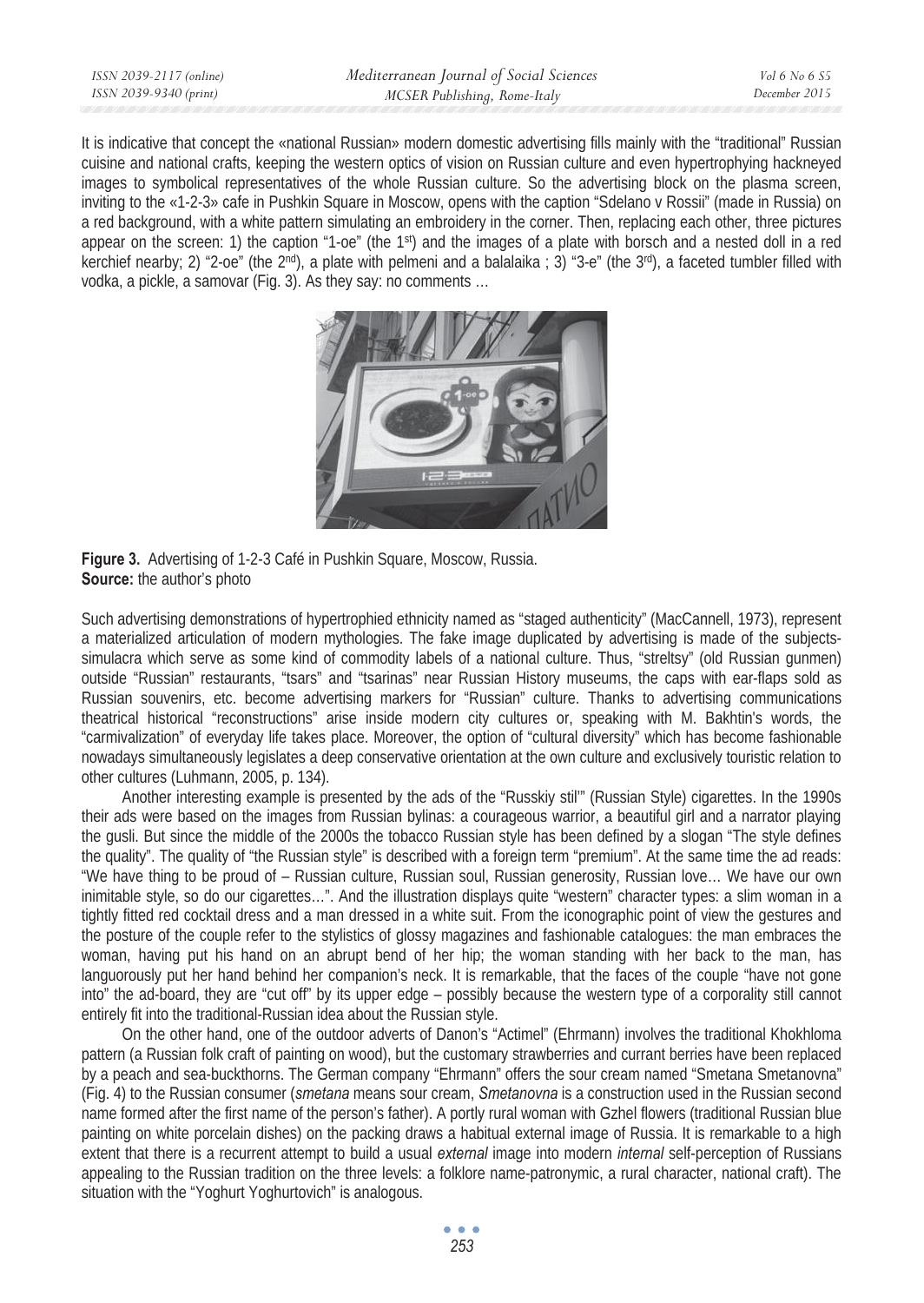It is indicative that concept the «national Russian» modern domestic advertising fills mainly with the "traditional" Russian cuisine and national crafts, keeping the western optics of vision on Russian culture and even hypertrophying hackneyed images to symbolical representatives of the whole Russian culture. So the advertising block on the plasma screen, inviting to the «1-2-3» cafe in Pushkin Square in Moscow, opens with the caption "Sdelano v Rossii" (made in Russia) on a red background, with a white pattern simulating an embroidery in the corner. Then, replacing each other, three pictures appear on the screen: 1) the caption "1-oe" (the 1st) and the images of a plate with borsch and a nested doll in a red kerchief nearby; 2) "2-oe" (the 2nd), a plate with pelmeni and a balalaika ; 3) "3-e" (the 3rd), a faceted tumbler filled with vodka, a pickle, a samovar (Fig. 3). As they say: no comments …

**Figure 3.** Advertising of 1-2-3 Café in Pushkin Square, Moscow, Russia.
**Source:** the author's photo

Such advertising demonstrations of hypertrophied ethnicity named as "staged authenticity" (MacCannell, 1973), represent a materialized articulation of modern mythologies. The fake image duplicated by advertising is made of the subjects-simulacra which serve as some kind of commodity labels of a national culture. Thus, "streltsy" (old Russian gunmen) outside "Russian" restaurants, "tsars" and "tsarinas" near Russian History museums, the caps with ear-flaps sold as Russian souvenirs, etc. become advertising markers for "Russian" culture. Thanks to advertising communications theatrical historical "reconstructions" arise inside modern city cultures or, speaking with M. Bakhtin's words, the "carmivalization" of everyday life takes place. Moreover, the option of "cultural diversity" which has become fashionable nowadays simultaneously legislates a deep conservative orientation at the own culture and exclusively touristic relation to other cultures (Luhmann, 2005, p. 134).

Another interesting example is presented by the ads of the "Russkiy stil'" (Russian Style) cigarettes. In the 1990s their ads were based on the images from Russian bylinas: a courageous warrior, a beautiful girl and a narrator playing the gusli. But since the middle of the 2000s the tobacco Russian style has been defined by a slogan "The style defines the quality". The quality of "the Russian style" is described with a foreign term "premium". At the same time the ad reads: "We have thing to be proud of – Russian culture, Russian soul, Russian generosity, Russian love… We have our own inimitable style, so do our cigarettes…". And the illustration displays quite "western" character types: a slim woman in a tightly fitted red cocktail dress and a man dressed in a white suit. From the iconographic point of view the gestures and the posture of the couple refer to the stylistics of glossy magazines and fashionable catalogues: the man embraces the woman, having put his hand on an abrupt bend of her hip; the woman standing with her back to the man, has languorously put her hand behind her companion's neck. It is remarkable, that the faces of the couple "have not gone into" the ad-board, they are "cut off" by its upper edge – possibly because the western type of a corporality still cannot entirely fit into the traditional-Russian idea about the Russian style.

On the other hand, one of the outdoor adverts of Danon's "Actimel" (Ehrmann) involves the traditional Khokhloma pattern (a Russian folk craft of painting on wood), but the customary strawberries and currant berries have been replaced by a peach and sea-buckthorns. The German company "Ehrmann" offers the sour cream named "Smetana Smetanovna" (Fig. 4) to the Russian consumer (*smetana* means sour cream, *Smetanovna* is a construction used in the Russian second name formed after the first name of the person's father). A portly rural woman with Gzhel flowers (traditional Russian blue painting on white porcelain dishes) on the packing draws a habitual external image of Russia. It is remarkable to a high extent that there is a recurrent attempt to build a usual *external* image into modern *internal* self-perception of Russians appealing to the Russian tradition on the three levels: a folklore name-patronymic, a rural character, national craft). The situation with the "Yoghurt Yoghurtovich" is analogous.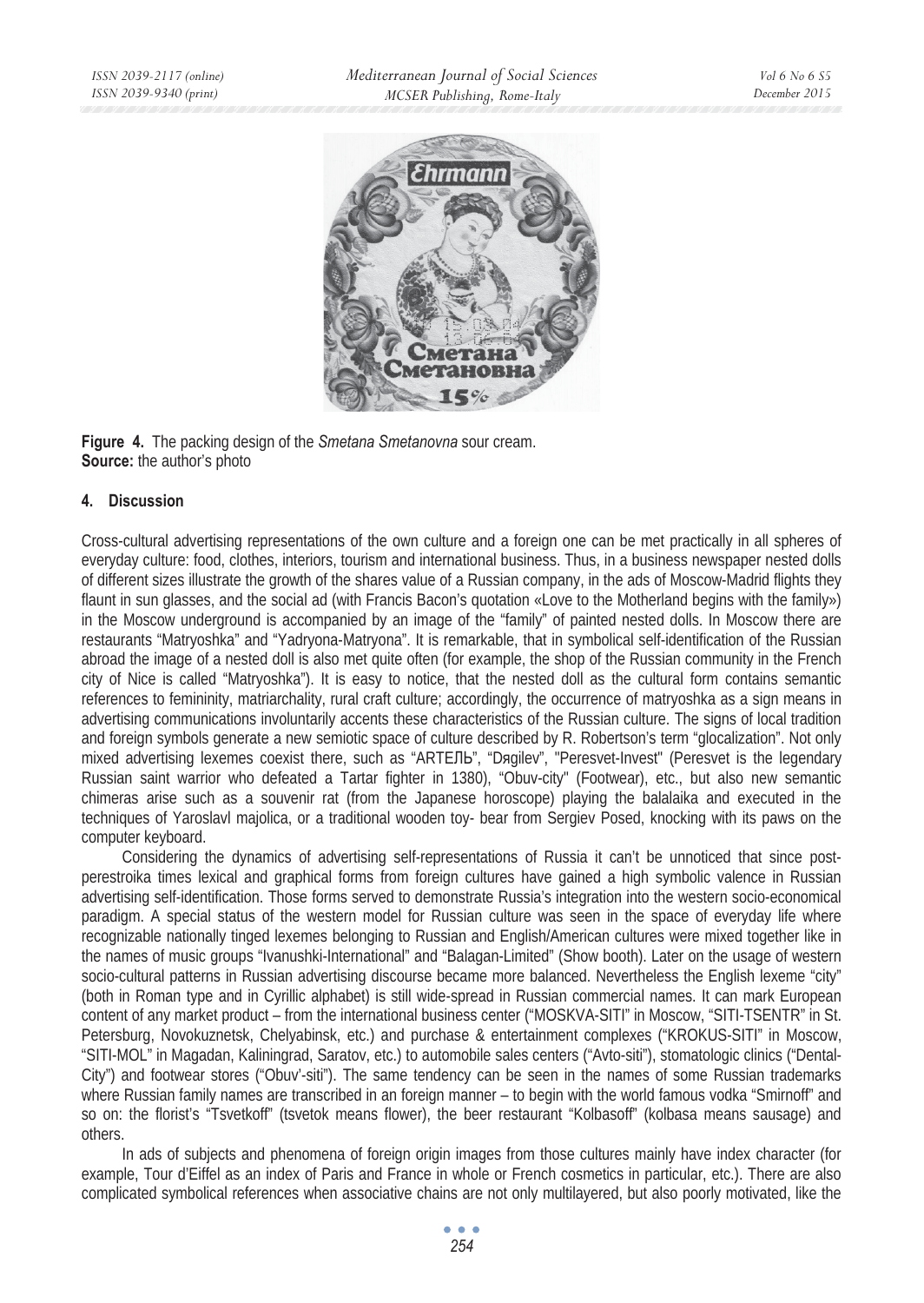**Figure 4.** The packing design of the *Smetana Smetanovna* sour cream.
**Source:** the author's photo

## 4. Discussion

Cross-cultural advertising representations of the own culture and a foreign one can be met practically in all spheres of everyday culture: food, clothes, interiors, tourism and international business. Thus, in a business newspaper nested dolls of different sizes illustrate the growth of the shares value of a Russian company, in the ads of Moscow-Madrid flights they flaunt in sun glasses, and the social ad (with Francis Bacon's quotation «Love to the Motherland begins with the family») in the Moscow underground is accompanied by an image of the "family" of painted nested dolls. In Moscow there are restaurants "Matryoshka" and "Yadryona-Matryona". It is remarkable, that in symbolical self-identification of the Russian abroad the image of a nested doll is also met quite often (for example, the shop of the Russian community in the French city of Nice is called "Matryoshka"). It is easy to notice, that the nested doll as the cultural form contains semantic references to femininity, matriarchality, rural craft culture; accordingly, the occurrence of matryoshka as a sign means in advertising communications involuntarily accents these characteristics of the Russian culture. The signs of local tradition and foreign symbols generate a new semiotic space of culture described by R. Robertson's term "glocalization". Not only mixed advertising lexemes coexist there, such as "ARTЕЛЬ", "Dягilev", "Peresvet-Invest" (Peresvet is the legendary Russian saint warrior who defeated a Tartar fighter in 1380), "Obuv-city" (Footwear), etc., but also new semantic chimeras arise such as a souvenir rat (from the Japanese horoscope) playing the balalaika and executed in the techniques of Yaroslavl majolica, or a traditional wooden toy- bear from Sergiev Posed, knocking with its paws on the computer keyboard.

Considering the dynamics of advertising self-representations of Russia it can't be unnoticed that since post-perestroika times lexical and graphical forms from foreign cultures have gained a high symbolic valence in Russian advertising self-identification. Those forms served to demonstrate Russia's integration into the western socio-economical paradigm. A special status of the western model for Russian culture was seen in the space of everyday life where recognizable nationally tinged lexemes belonging to Russian and English/American cultures were mixed together like in the names of music groups "Ivanushki-International" and "Balagan-Limited" (Show booth). Later on the usage of western socio-cultural patterns in Russian advertising discourse became more balanced. Nevertheless the English lexeme "city" (both in Roman type and in Cyrillic alphabet) is still wide-spread in Russian commercial names. It can mark European content of any market product – from the international business center ("MOSKVA-SITI" in Moscow, "SITI-TSENTR" in St. Petersburg, Novokuznetsk, Chelyabinsk, etc.) and purchase & entertainment complexes ("KROKUS-SITI" in Moscow, "SITI-MOL" in Magadan, Kaliningrad, Saratov, etc.) to automobile sales centers ("Avto-siti"), stomatologic clinics ("Dental-City") and footwear stores ("Obuv'-siti"). The same tendency can be seen in the names of some Russian trademarks where Russian family names are transcribed in an foreign manner – to begin with the world famous vodka "Smirnoff" and so on: the florist's "Tsvetkoff" (tsvetok means flower), the beer restaurant "Kolbasoff" (kolbasa means sausage) and others.

In ads of subjects and phenomena of foreign origin images from those cultures mainly have index character (for example, Tour d'Eiffel as an index of Paris and France in whole or French cosmetics in particular, etc.). There are also complicated symbolical references when associative chains are not only multilayered, but also poorly motivated, like the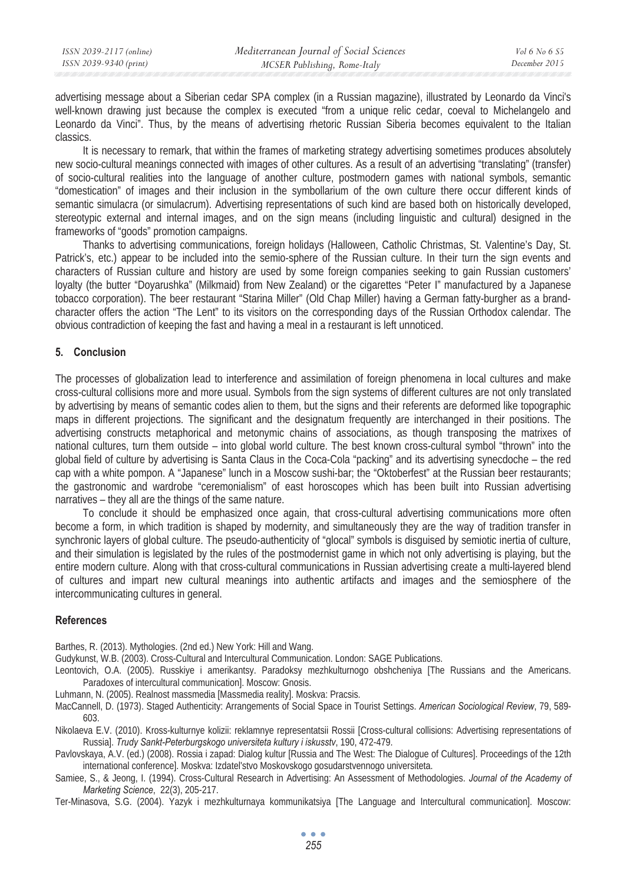advertising message about a Siberian cedar SPA complex (in a Russian magazine), illustrated by Leonardo da Vinci's well-known drawing just because the complex is executed "from a unique relic cedar, coeval to Michelangelo and Leonardo da Vinci". Thus, by the means of advertising rhetoric Russian Siberia becomes equivalent to the Italian classics.

It is necessary to remark, that within the frames of marketing strategy advertising sometimes produces absolutely new socio-cultural meanings connected with images of other cultures. As a result of an advertising "translating" (transfer) of socio-cultural realities into the language of another culture, postmodern games with national symbols, semantic "domestication" of images and their inclusion in the symbollarium of the own culture there occur different kinds of semantic simulacra (or simulacrum). Advertising representations of such kind are based both on historically developed, stereotypic external and internal images, and on the sign means (including linguistic and cultural) designed in the frameworks of "goods" promotion campaigns.

Thanks to advertising communications, foreign holidays (Halloween, Catholic Christmas, St. Valentine's Day, St. Patrick's, etc.) appear to be included into the semio-sphere of the Russian culture. In their turn the sign events and characters of Russian culture and history are used by some foreign companies seeking to gain Russian customers' loyalty (the butter "Doyarushka" (Milkmaid) from New Zealand) or the cigarettes "Peter I" manufactured by a Japanese tobacco corporation). The beer restaurant "Starina Miller" (Old Chap Miller) having a German fatty-burgher as a brand-character offers the action "The Lent" to its visitors on the corresponding days of the Russian Orthodox calendar. The obvious contradiction of keeping the fast and having a meal in a restaurant is left unnoticed.

## 5. Conclusion

The processes of globalization lead to interference and assimilation of foreign phenomena in local cultures and make cross-cultural collisions more and more usual. Symbols from the sign systems of different cultures are not only translated by advertising by means of semantic codes alien to them, but the signs and their referents are deformed like topographic maps in different projections. The significant and the designatum frequently are interchanged in their positions. The advertising constructs metaphorical and metonymic chains of associations, as though transposing the matrixes of national cultures, turn them outside – into global world culture. The best known cross-cultural symbol "thrown" into the global field of culture by advertising is Santa Claus in the Coca-Cola "packing" and its advertising synecdoche – the red cap with a white pompon. A "Japanese" lunch in a Moscow sushi-bar; the "Oktoberfest" at the Russian beer restaurants; the gastronomic and wardrobe "ceremonialism" of east horoscopes which has been built into Russian advertising narratives – they all are the things of the same nature.

To conclude it should be emphasized once again, that cross-cultural advertising communications more often become a form, in which tradition is shaped by modernity, and simultaneously they are the way of tradition transfer in synchronic layers of global culture. The pseudo-authenticity of "glocal" symbols is disguised by semiotic inertia of culture, and their simulation is legislated by the rules of the postmodernist game in which not only advertising is playing, but the entire modern culture. Along with that cross-cultural communications in Russian advertising create a multi-layered blend of cultures and impart new cultural meanings into authentic artifacts and images and the semiosphere of the intercommunicating cultures in general.

## References

Barthes, R. (2013). Mythologies. (2nd ed.) New York: Hill and Wang.

Gudykunst, W.B. (2003). Cross-Cultural and Intercultural Communication. London: SAGE Publications.

Leontovich, O.A. (2005). Russkiye i amerikantsy. Paradoksy mezhkulturnogo obshcheniya [The Russians and the Americans. Paradoxes of intercultural communication]. Moscow: Gnosis.

Luhmann, N. (2005). Realnost massmedia [Massmedia reality]. Moskva: Pracsis.

MacCannell, D. (1973). Staged Authenticity: Arrangements of Social Space in Tourist Settings. *American Sociological Review*, 79, 589-603.

Nikolaeva E.V. (2010). Kross-kulturnye kolizii: reklamnye representatsii Rossii [Cross-cultural collisions: Advertising representations of Russia]. *Trudy Sankt-Peterburgskogo universiteta kultury i iskusstv*, 190, 472-479.

Pavlovskaya, A.V. (ed.) (2008). Rossia i zapad: Dialog kultur [Russia and The West: The Dialogue of Cultures]. Proceedings of the 12th international conference]. Moskva: Izdatel'stvo Moskovskogo gosudarstvennogo universiteta.

Samiee, S., & Jeong, I. (1994). Cross-Cultural Research in Advertising: An Assessment of Methodologies. *Journal of the Academy of Marketing Science*, 22(3), 205-217.

Ter-Minasova, S.G. (2004). Yazyk i mezhkulturnaya kommunikatsiya [The Language and Intercultural communication]. Moscow: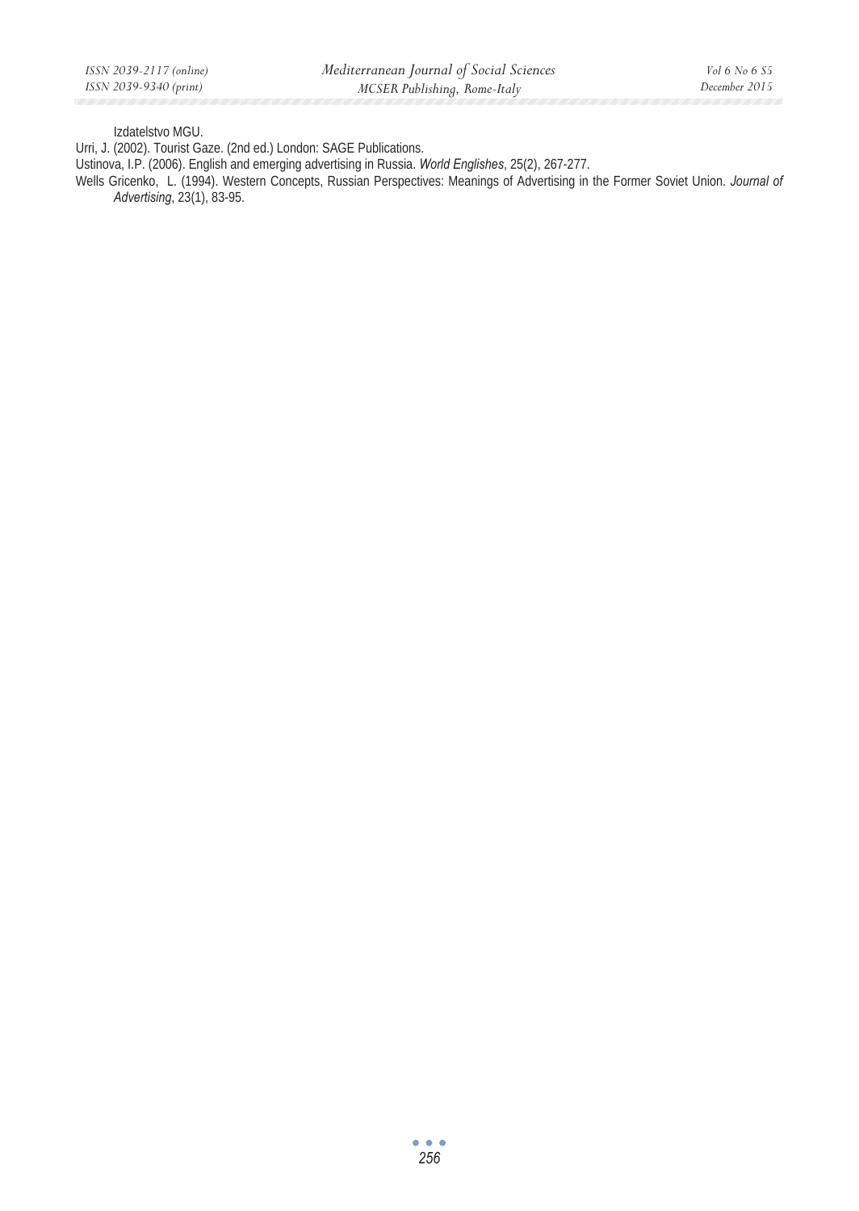Izdatelstvo MGU.

Urri, J. (2002). Tourist Gaze. (2nd ed.) London: SAGE Publications.

Ustinova, I.P. (2006). English and emerging advertising in Russia. *World Englishes*, 25(2), 267-277.

Wells Gricenko, L. (1994). Western Concepts, Russian Perspectives: Meanings of Advertising in the Former Soviet Union. *Journal of Advertising*, 23(1), 83-95.